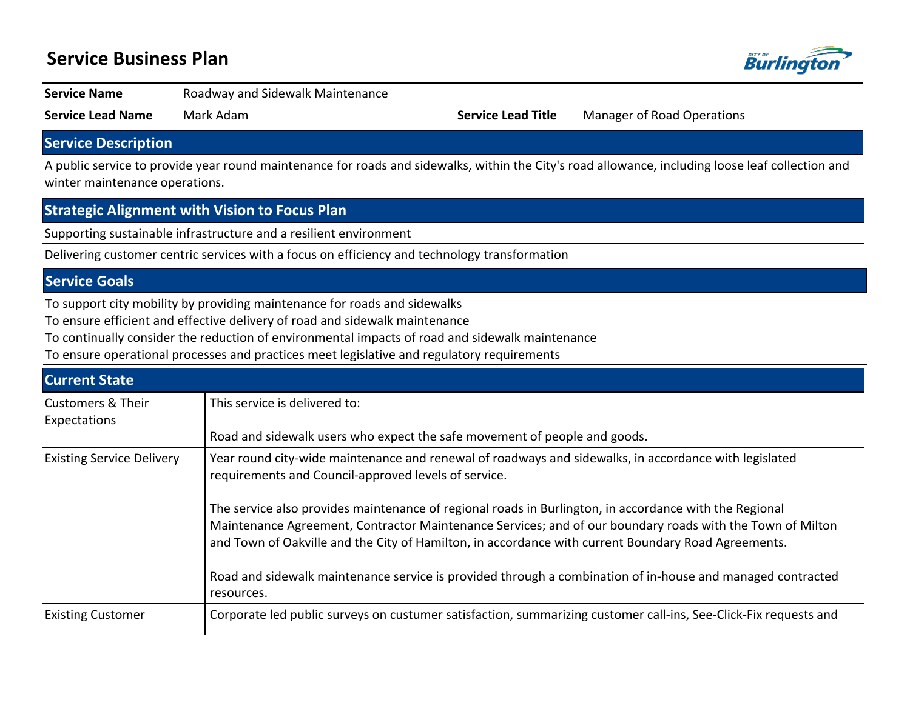# Service Business Plan

| | | | |
|---|---|---|---|
| **Service Name** | Roadway and Sidewalk Maintenance | | |
| **Service Lead Name** | Mark Adam | **Service Lead Title** | Manager of Road Operations |

## Service Description

A public service to provide year round maintenance for roads and sidewalks, within the City's road allowance, including loose leaf collection and winter maintenance operations.

## Strategic Alignment with Vision to Focus Plan

Supporting sustainable infrastructure and a resilient environment

Delivering customer centric services with a focus on efficiency and technology transformation

## Service Goals

To support city mobility by providing maintenance for roads and sidewalks
To ensure efficient and effective delivery of road and sidewalk maintenance
To continually consider the reduction of environmental impacts of road and sidewalk maintenance
To ensure operational processes and practices meet legislative and regulatory requirements

## Current State

| | |
|---|---|
| Customers & Their Expectations | This service is delivered to:<br><br>Road and sidewalk users who expect the safe movement of people and goods. |
| Existing Service Delivery | Year round city-wide maintenance and renewal of roadways and sidewalks, in accordance with legislated requirements and Council-approved levels of service.<br><br>The service also provides maintenance of regional roads in Burlington, in accordance with the Regional Maintenance Agreement, Contractor Maintenance Services; and of our boundary roads with the Town of Milton and Town of Oakville and the City of Hamilton, in accordance with current Boundary Road Agreements.<br><br>Road and sidewalk maintenance service is provided through a combination of in-house and managed contracted resources. |
| Existing Customer | Corporate led public surveys on custumer satisfaction, summarizing customer call-ins, See-Click-Fix requests and |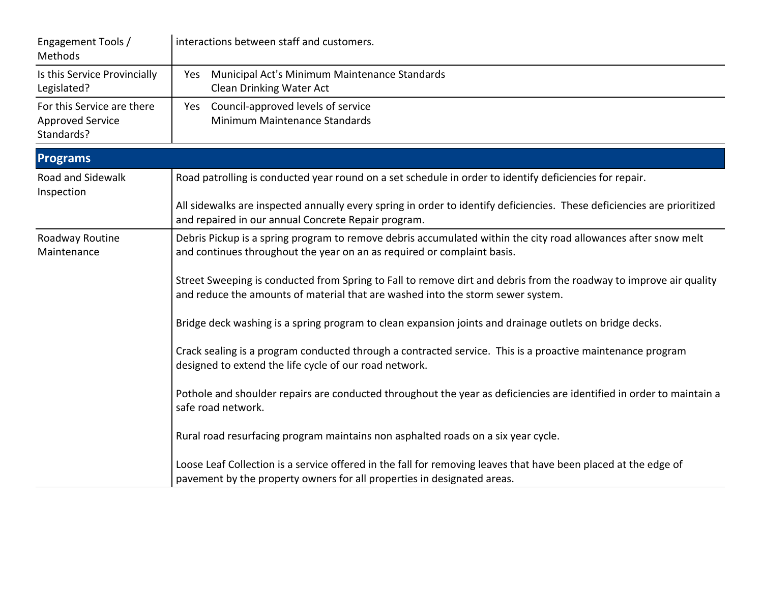| Engagement Tools / Methods | interactions between staff and customers. |
|---|---|
| Is this Service Provincially Legislated? | Yes Municipal Act's Minimum Maintenance Standards<br>Clean Drinking Water Act |
| For this Service are there Approved Service Standards? | Yes Council-approved levels of service<br>Minimum Maintenance Standards |

## Programs

| | |
|---|---|
| Road and Sidewalk Inspection | Road patrolling is conducted year round on a set schedule in order to identify deficiencies for repair.<br><br>All sidewalks are inspected annually every spring in order to identify deficiencies. These deficiencies are prioritized and repaired in our annual Concrete Repair program. |
| Roadway Routine Maintenance | Debris Pickup is a spring program to remove debris accumulated within the city road allowances after snow melt and continues throughout the year on an as required or complaint basis.<br><br>Street Sweeping is conducted from Spring to Fall to remove dirt and debris from the roadway to improve air quality and reduce the amounts of material that are washed into the storm sewer system.<br><br>Bridge deck washing is a spring program to clean expansion joints and drainage outlets on bridge decks.<br><br>Crack sealing is a program conducted through a contracted service. This is a proactive maintenance program designed to extend the life cycle of our road network.<br><br>Pothole and shoulder repairs are conducted throughout the year as deficiencies are identified in order to maintain a safe road network.<br><br>Rural road resurfacing program maintains non asphalted roads on a six year cycle.<br><br>Loose Leaf Collection is a service offered in the fall for removing leaves that have been placed at the edge of pavement by the property owners for all properties in designated areas. |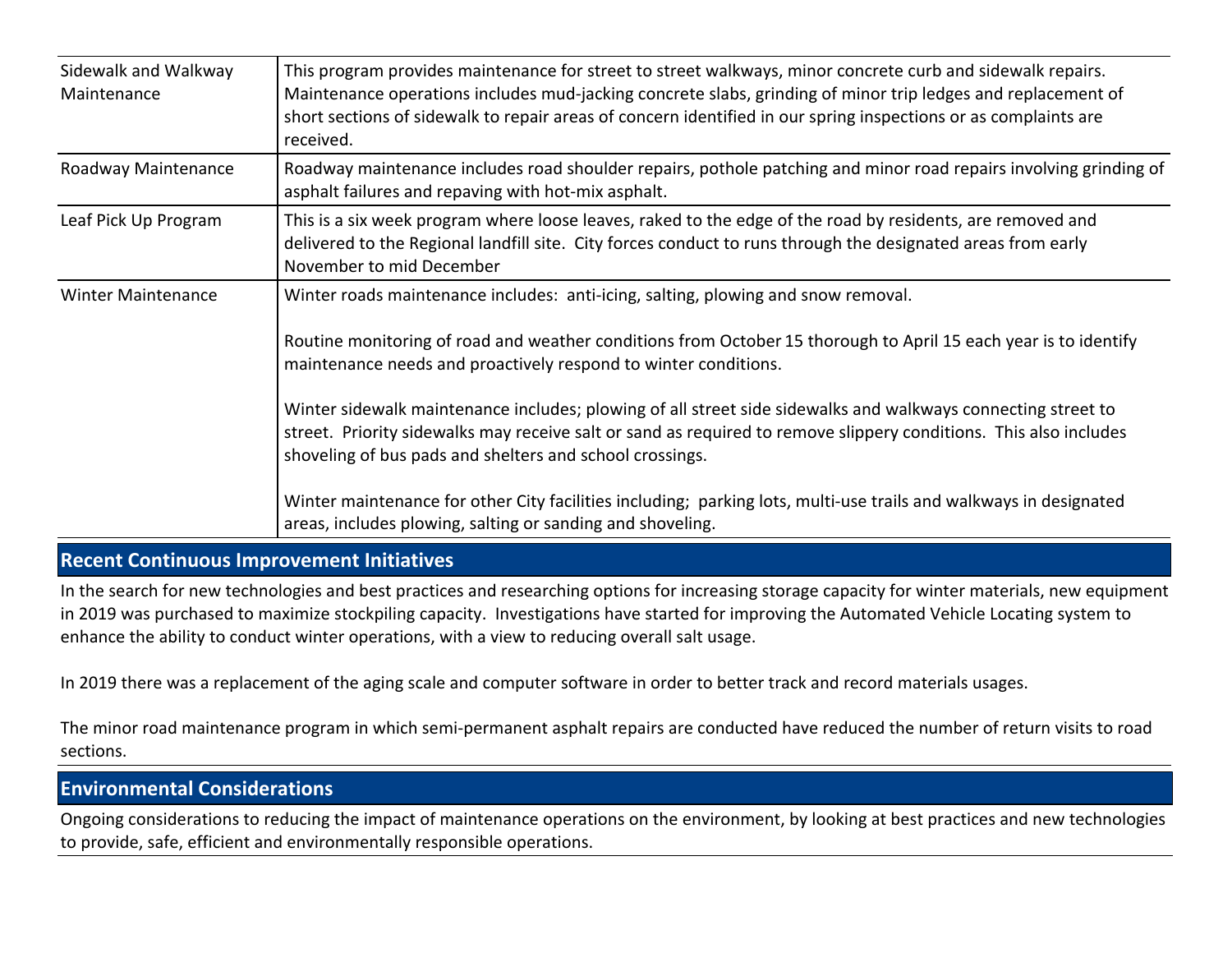| | |
|---|---|
| Sidewalk and Walkway Maintenance | This program provides maintenance for street to street walkways, minor concrete curb and sidewalk repairs. Maintenance operations includes mud-jacking concrete slabs, grinding of minor trip ledges and replacement of short sections of sidewalk to repair areas of concern identified in our spring inspections or as complaints are received. |
| Roadway Maintenance | Roadway maintenance includes road shoulder repairs, pothole patching and minor road repairs involving grinding of asphalt failures and repaving with hot-mix asphalt. |
| Leaf Pick Up Program | This is a six week program where loose leaves, raked to the edge of the road by residents, are removed and delivered to the Regional landfill site. City forces conduct to runs through the designated areas from early November to mid December |
| Winter Maintenance | Winter roads maintenance includes: anti-icing, salting, plowing and snow removal.<br><br>Routine monitoring of road and weather conditions from October 15 thorough to April 15 each year is to identify maintenance needs and proactively respond to winter conditions.<br><br>Winter sidewalk maintenance includes; plowing of all street side sidewalks and walkways connecting street to street. Priority sidewalks may receive salt or sand as required to remove slippery conditions. This also includes shoveling of bus pads and shelters and school crossings.<br><br>Winter maintenance for other City facilities including; parking lots, multi-use trails and walkways in designated areas, includes plowing, salting or sanding and shoveling. |

## Recent Continuous Improvement Initiatives

In the search for new technologies and best practices and researching options for increasing storage capacity for winter materials, new equipment in 2019 was purchased to maximize stockpiling capacity. Investigations have started for improving the Automated Vehicle Locating system to enhance the ability to conduct winter operations, with a view to reducing overall salt usage.

In 2019 there was a replacement of the aging scale and computer software in order to better track and record materials usages.

The minor road maintenance program in which semi-permanent asphalt repairs are conducted have reduced the number of return visits to road sections.

## Environmental Considerations

Ongoing considerations to reducing the impact of maintenance operations on the environment, by looking at best practices and new technologies to provide, safe, efficient and environmentally responsible operations.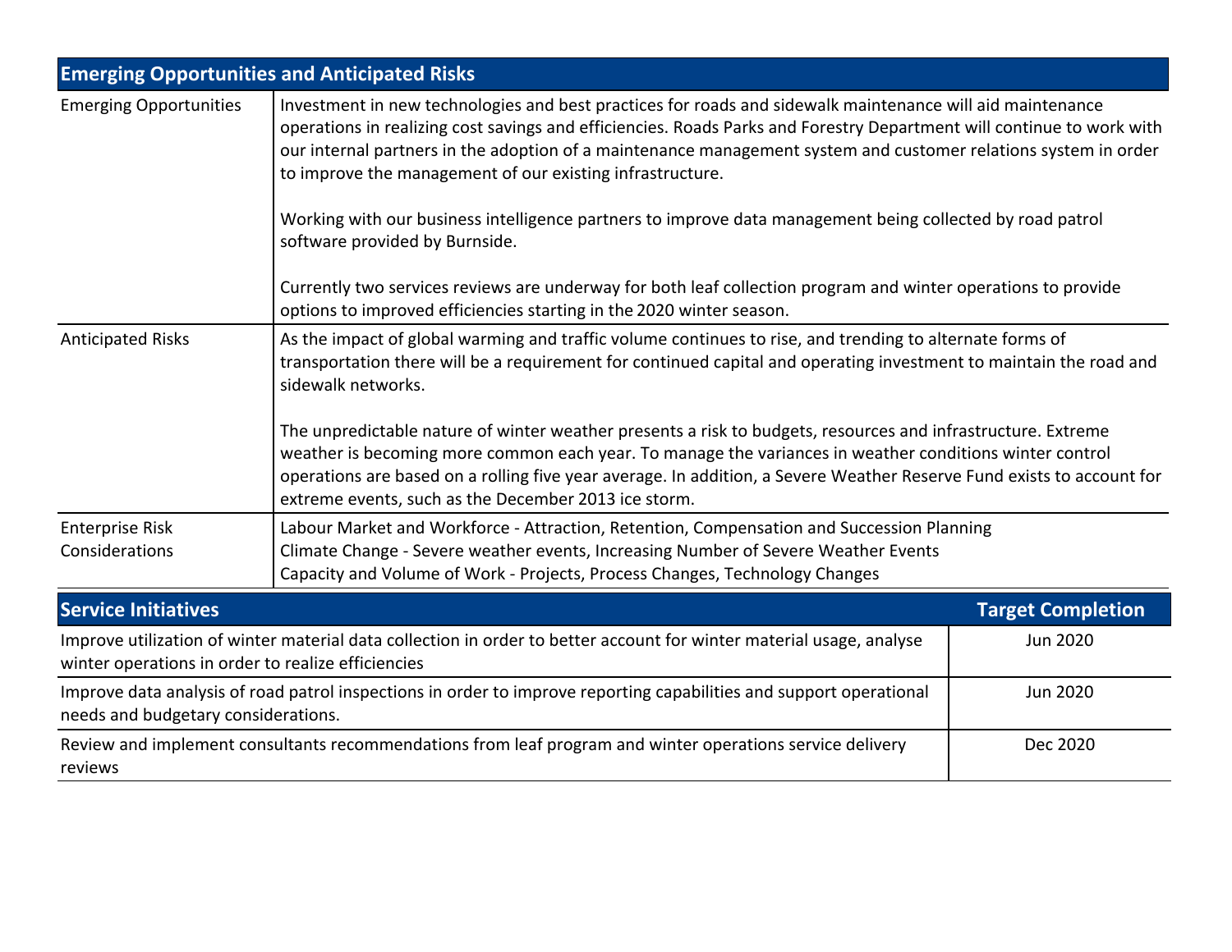| Emerging Opportunities and Anticipated Risks | |
|---|---|
| Emerging Opportunities | Investment in new technologies and best practices for roads and sidewalk maintenance will aid maintenance operations in realizing cost savings and efficiencies. Roads Parks and Forestry Department will continue to work with our internal partners in the adoption of a maintenance management system and customer relations system in order to improve the management of our existing infrastructure.<br><br>Working with our business intelligence partners to improve data management being collected by road patrol software provided by Burnside.<br><br>Currently two services reviews are underway for both leaf collection program and winter operations to provide options to improved efficiencies starting in the 2020 winter season. |
| Anticipated Risks | As the impact of global warming and traffic volume continues to rise, and trending to alternate forms of transportation there will be a requirement for continued capital and operating investment to maintain the road and sidewalk networks.<br><br>The unpredictable nature of winter weather presents a risk to budgets, resources and infrastructure. Extreme weather is becoming more common each year. To manage the variances in weather conditions winter control operations are based on a rolling five year average. In addition, a Severe Weather Reserve Fund exists to account for extreme events, such as the December 2013 ice storm. |
| Enterprise Risk Considerations | Labour Market and Workforce - Attraction, Retention, Compensation and Succession Planning<br>Climate Change - Severe weather events, Increasing Number of Severe Weather Events<br>Capacity and Volume of Work - Projects, Process Changes, Technology Changes |

| Service Initiatives | Target Completion |
|---|---|
| Improve utilization of winter material data collection in order to better account for winter material usage, analyse winter operations in order to realize efficiencies | Jun 2020 |
| Improve data analysis of road patrol inspections in order to improve reporting capabilities and support operational needs and budgetary considerations. | Jun 2020 |
| Review and implement consultants recommendations from leaf program and winter operations service delivery reviews | Dec 2020 |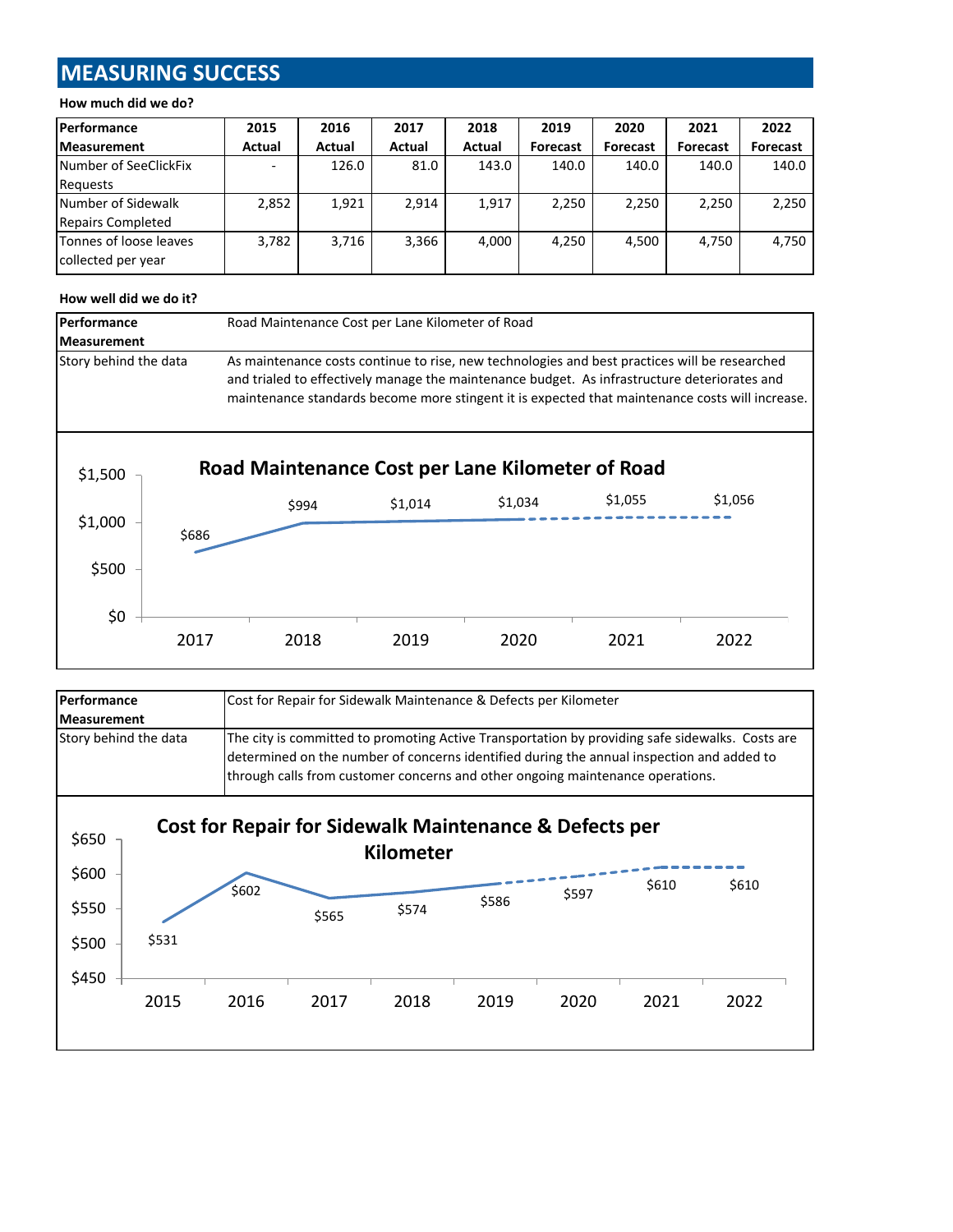# MEASURING SUCCESS

**How much did we do?**

| Performance Measurement | 2015 Actual | 2016 Actual | 2017 Actual | 2018 Actual | 2019 Forecast | 2020 Forecast | 2021 Forecast | 2022 Forecast |
|---|---|---|---|---|---|---|---|---|
| Number of SeeClickFix Requests | - | 126.0 | 81.0 | 143.0 | 140.0 | 140.0 | 140.0 | 140.0 |
| Number of Sidewalk Repairs Completed | 2,852 | 1,921 | 2,914 | 1,917 | 2,250 | 2,250 | 2,250 | 2,250 |
| Tonnes of loose leaves collected per year | 3,782 | 3,716 | 3,366 | 4,000 | 4,250 | 4,500 | 4,750 | 4,750 |

**How well did we do it?**

| Performance Measurement | Road Maintenance Cost per Lane Kilometer of Road |
|---|---|
| Story behind the data | As maintenance costs continue to rise, new technologies and best practices will be researched and trialed to effectively manage the maintenance budget. As infrastructure deteriorates and maintenance standards become more stingent it is expected that maintenance costs will increase. |

**Road Maintenance Cost per Lane Kilometer of Road**

| Year | 2017 | 2018 | 2019 | 2020 | 2021 | 2022 |
|---|---|---|---|---|---|---|
| Cost | $686 | $994 | $1,014 | $1,034 | $1,055 | $1,056 |

| Performance Measurement | Cost for Repair for Sidewalk Maintenance & Defects per Kilometer |
|---|---|
| Story behind the data | The city is committed to promoting Active Transportation by providing safe sidewalks. Costs are determined on the number of concerns identified during the annual inspection and added to through calls from customer concerns and other ongoing maintenance operations. |

**Cost for Repair for Sidewalk Maintenance & Defects per Kilometer**

| Year | 2015 | 2016 | 2017 | 2018 | 2019 | 2020 | 2021 | 2022 |
|---|---|---|---|---|---|---|---|---|
| Cost | $531 | $602 | $565 | $574 | $586 | $597 | $610 | $610 |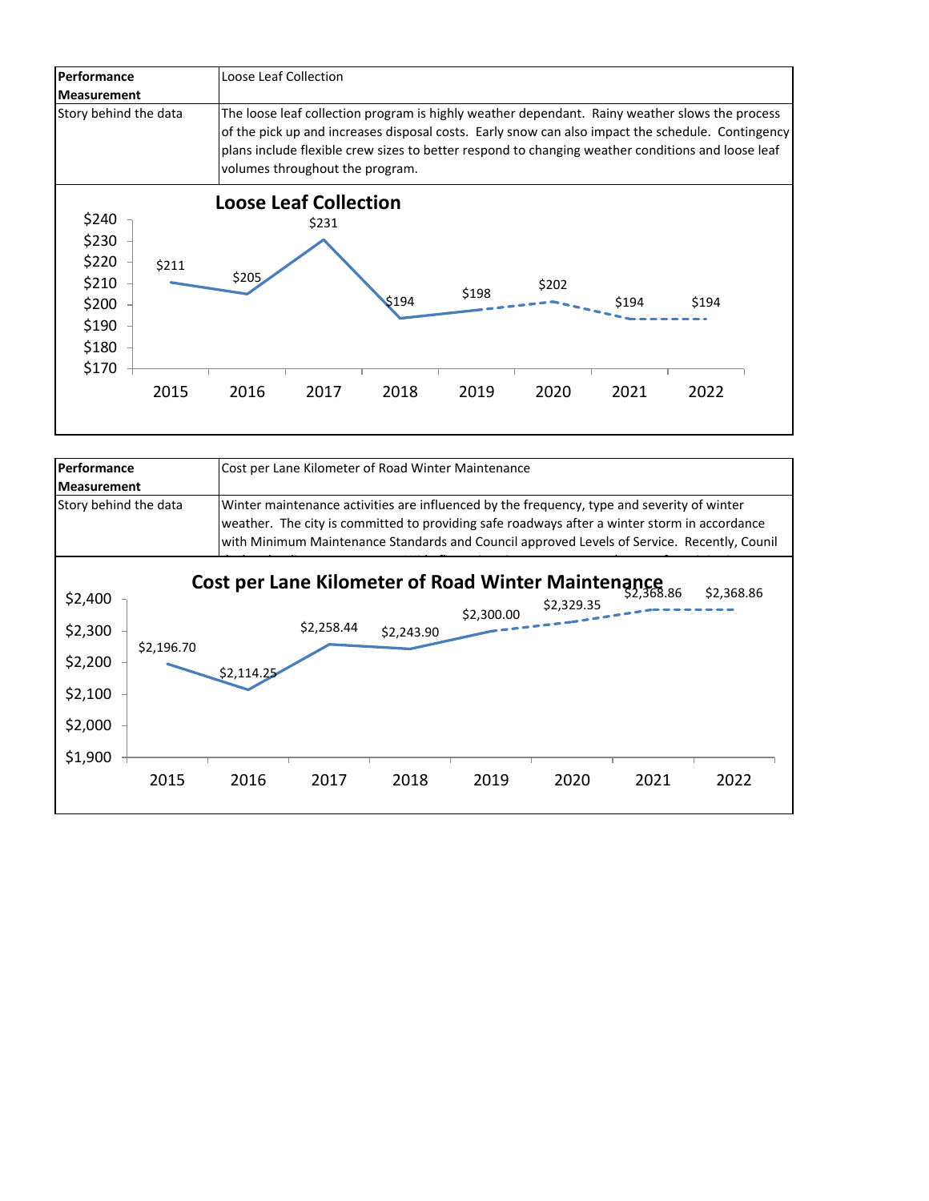| Performance Measurement | Loose Leaf Collection |
|---|---|
| Story behind the data | The loose leaf collection program is highly weather dependant. Rainy weather slows the process of the pick up and increases disposal costs. Early snow can also impact the schedule. Contingency plans include flexible crew sizes to better respond to changing weather conditions and loose leaf volumes throughout the program. |

**Loose Leaf Collection**

| Year | Cost |
|---|---|
| 2015 | $211 |
| 2016 | $205 |
| 2017 | $231 |
| 2018 | $194 |
| 2019 | $198 |
| 2020 | $202 |
| 2021 | $194 |
| 2022 | $194 |

| Performance Measurement | Cost per Lane Kilometer of Road Winter Maintenance |
|---|---|
| Story behind the data | Winter maintenance activities are influenced by the frequency, type and severity of winter weather. The city is committed to providing safe roadways after a winter storm in accordance with Minimum Maintenance Standards and Council approved Levels of Service. Recently, Counil |

**Cost per Lane Kilometer of Road Winter Maintenance**

| Year | Cost |
|---|---|
| 2015 | $2,196.70 |
| 2016 | $2,114.25 |
| 2017 | $2,258.44 |
| 2018 | $2,243.90 |
| 2019 | $2,300.00 |
| 2020 | $2,329.35 |
| 2021 | $2,368.86 |
| 2022 | $2,368.86 |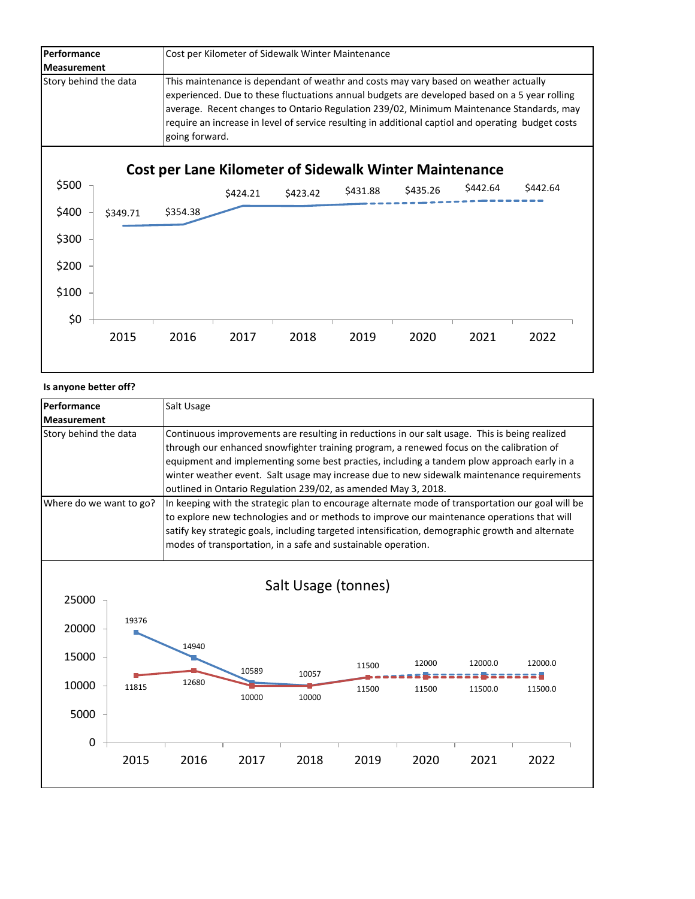| | |
|---|---|
| **Performance Measurement** | Cost per Kilometer of Sidewalk Winter Maintenance |
| Story behind the data | This maintenance is dependant of weathr and costs may vary based on weather actually experienced. Due to these fluctuations annual budgets are developed based on a 5 year rolling average. Recent changes to Ontario Regulation 239/02, Minimum Maintenance Standards, may require an increase in level of service resulting in additional captiol and operating budget costs going forward. |

**Cost per Lane Kilometer of Sidewalk Winter Maintenance**

$500
$400
$300
$200
$100
$0

2015 2016 2017 2018 2019 2020 2021 2022

$349.71 $354.38 $424.21 $423.42 $431.88 $435.26 $442.64 $442.64

**Is anyone better off?**

| | |
|---|---|
| **Performance Measurement** | Salt Usage |
| Story behind the data | Continuous improvements are resulting in reductions in our salt usage. This is being realized through our enhanced snowfighter training program, a renewed focus on the calibration of equipment and implementing some best practies, including a tandem plow approach early in a winter weather event. Salt usage may increase due to new sidewalk maintenance requirements outlined in Ontario Regulation 239/02, as amended May 3, 2018. |
| Where do we want to go? | In keeping with the strategic plan to encourage alternate mode of transportation our goal will be to explore new technologies and or methods to improve our maintenance operations that will satify key strategic goals, including targeted intensification, demographic growth and alternate modes of transportation, in a safe and sustainable operation. |

Salt Usage (tonnes)

25000
20000
15000
10000
5000
0

2015 2016 2017 2018 2019 2020 2021 2022

19376 14940 10589 10057 11500 12000 12000.0 12000.0

11815 12680 10000 10000 11500 11500 11500.0 11500.0